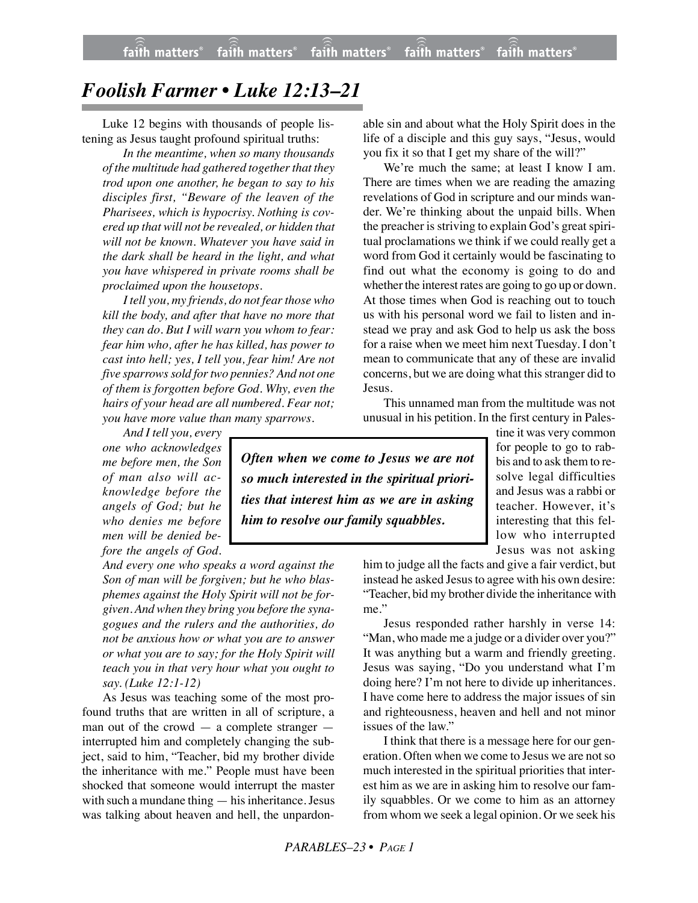# *Foolish Farmer • Luke 12:13–21*

Luke 12 begins with thousands of people listening as Jesus taught profound spiritual truths:

> *In the meantime, when so many thousands of the multitude had gathered together that they trod upon one another, he began to say to his disciples first, "Beware of the leaven of the Pharisees, which is hypocrisy. Nothing is covered up that will not be revealed, or hidden that will not be known. Whatever you have said in the dark shall be heard in the light, and what you have whispered in private rooms shall be proclaimed upon the housetops.*
>
> *I tell you, my friends, do not fear those who kill the body, and after that have no more that they can do. But I will warn you whom to fear: fear him who, after he has killed, has power to cast into hell; yes, I tell you, fear him! Are not five sparrows sold for two pennies? And not one of them is forgotten before God. Why, even the hairs of your head are all numbered. Fear not; you have more value than many sparrows.*
>
> *And I tell you, every one who acknowledges me before men, the Son of man also will acknowledge before the angels of God; but he who denies me before men will be denied before the angels of God. And every one who speaks a word against the Son of man will be forgiven; but he who blasphemes against the Holy Spirit will not be forgiven. And when they bring you before the synagogues and the rulers and the authorities, do not be anxious how or what you are to answer or what you are to say; for the Holy Spirit will teach you in that very hour what you ought to say. (Luke 12:1-12)*

As Jesus was teaching some of the most profound truths that are written in all of scripture, a man out of the crowd — a complete stranger — interrupted him and completely changing the subject, said to him, "Teacher, bid my brother divide the inheritance with me." People must have been shocked that someone would interrupt the master with such a mundane thing — his inheritance. Jesus was talking about heaven and hell, the unpardonable sin and about what the Holy Spirit does in the life of a disciple and this guy says, "Jesus, would you fix it so that I get my share of the will?"

We're much the same; at least I know I am. There are times when we are reading the amazing revelations of God in scripture and our minds wander. We're thinking about the unpaid bills. When the preacher is striving to explain God's great spiritual proclamations we think if we could really get a word from God it certainly would be fascinating to find out what the economy is going to do and whether the interest rates are going to go up or down. At those times when God is reaching out to touch us with his personal word we fail to listen and instead we pray and ask God to help us ask the boss for a raise when we meet him next Tuesday. I don't mean to communicate that any of these are invalid concerns, but we are doing what this stranger did to Jesus.

This unnamed man from the multitude was not unusual in his petition. In the first century in Palestine it was very common for people to go to rabbis and to ask them to resolve legal difficulties and Jesus was a rabbi or teacher. However, it's interesting that this fellow who interrupted Jesus was not asking him to judge all the facts and give a fair verdict, but instead he asked Jesus to agree with his own desire: "Teacher, bid my brother divide the inheritance with me."

> ***Often when we come to Jesus we are not so much interested in the spiritual priorities that interest him as we are in asking him to resolve our family squabbles.***

Jesus responded rather harshly in verse 14: "Man, who made me a judge or a divider over you?" It was anything but a warm and friendly greeting. Jesus was saying, "Do you understand what I'm doing here? I'm not here to divide up inheritances. I have come here to address the major issues of sin and righteousness, heaven and hell and not minor issues of the law."

I think that there is a message here for our generation. Often when we come to Jesus we are not so much interested in the spiritual priorities that interest him as we are in asking him to resolve our family squabbles. Or we come to him as an attorney from whom we seek a legal opinion. Or we seek his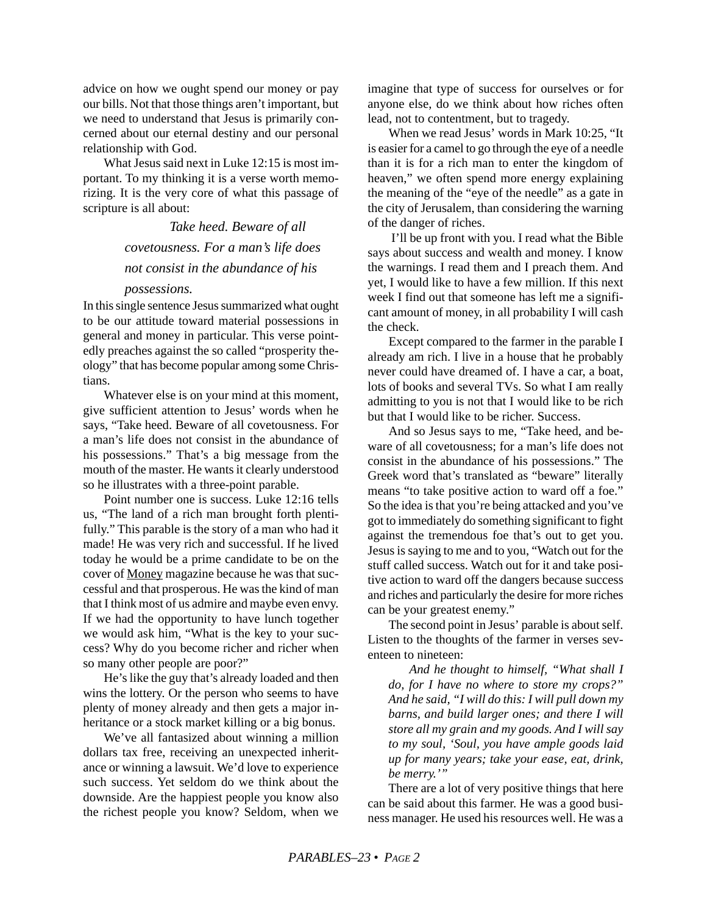advice on how we ought spend our money or pay our bills. Not that those things aren't important, but we need to understand that Jesus is primarily concerned about our eternal destiny and our personal relationship with God.

What Jesus said next in Luke 12:15 is most important. To my thinking it is a verse worth memorizing. It is the very core of what this passage of scripture is all about:

> *Take heed. Beware of all covetousness. For a man's life does not consist in the abundance of his possessions.*

In this single sentence Jesus summarized what ought to be our attitude toward material possessions in general and money in particular. This verse pointedly preaches against the so called "prosperity theology" that has become popular among some Christians.

Whatever else is on your mind at this moment, give sufficient attention to Jesus' words when he says, "Take heed. Beware of all covetousness. For a man's life does not consist in the abundance of his possessions." That's a big message from the mouth of the master. He wants it clearly understood so he illustrates with a three-point parable.

Point number one is success. Luke 12:16 tells us, "The land of a rich man brought forth plentifully." This parable is the story of a man who had it made! He was very rich and successful. If he lived today he would be a prime candidate to be on the cover of Money magazine because he was that successful and that prosperous. He was the kind of man that I think most of us admire and maybe even envy. If we had the opportunity to have lunch together we would ask him, "What is the key to your success? Why do you become richer and richer when so many other people are poor?"

He's like the guy that's already loaded and then wins the lottery. Or the person who seems to have plenty of money already and then gets a major inheritance or a stock market killing or a big bonus.

We've all fantasized about winning a million dollars tax free, receiving an unexpected inheritance or winning a lawsuit. We'd love to experience such success. Yet seldom do we think about the downside. Are the happiest people you know also the richest people you know? Seldom, when we imagine that type of success for ourselves or for anyone else, do we think about how riches often lead, not to contentment, but to tragedy.

When we read Jesus' words in Mark 10:25, "It is easier for a camel to go through the eye of a needle than it is for a rich man to enter the kingdom of heaven," we often spend more energy explaining the meaning of the "eye of the needle" as a gate in the city of Jerusalem, than considering the warning of the danger of riches.

I'll be up front with you. I read what the Bible says about success and wealth and money. I know the warnings. I read them and I preach them. And yet, I would like to have a few million. If this next week I find out that someone has left me a significant amount of money, in all probability I will cash the check.

Except compared to the farmer in the parable I already am rich. I live in a house that he probably never could have dreamed of. I have a car, a boat, lots of books and several TVs. So what I am really admitting to you is not that I would like to be rich but that I would like to be richer. Success.

And so Jesus says to me, "Take heed, and beware of all covetousness; for a man's life does not consist in the abundance of his possessions." The Greek word that's translated as "beware" literally means "to take positive action to ward off a foe." So the idea is that you're being attacked and you've got to immediately do something significant to fight against the tremendous foe that's out to get you. Jesus is saying to me and to you, "Watch out for the stuff called success. Watch out for it and take positive action to ward off the dangers because success and riches and particularly the desire for more riches can be your greatest enemy."

The second point in Jesus' parable is about self. Listen to the thoughts of the farmer in verses seventeen to nineteen:

> *And he thought to himself, "What shall I do, for I have no where to store my crops?" And he said, "I will do this: I will pull down my barns, and build larger ones; and there I will store all my grain and my goods. And I will say to my soul, 'Soul, you have ample goods laid up for many years; take your ease, eat, drink, be merry.'"*

There are a lot of very positive things that here can be said about this farmer. He was a good business manager. He used his resources well. He was a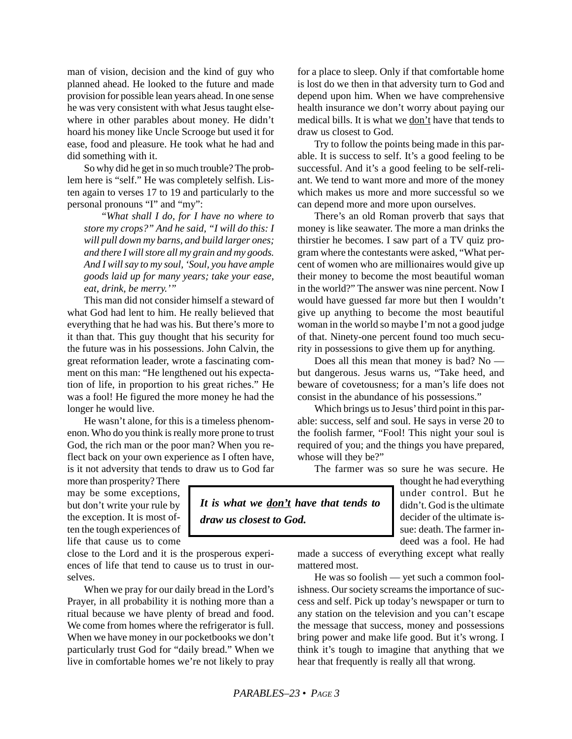man of vision, decision and the kind of guy who planned ahead. He looked to the future and made provision for possible lean years ahead. In one sense he was very consistent with what Jesus taught elsewhere in other parables about money. He didn't hoard his money like Uncle Scrooge but used it for ease, food and pleasure. He took what he had and did something with it.

So why did he get in so much trouble? The problem here is "self." He was completely selfish. Listen again to verses 17 to 19 and particularly to the personal pronouns "I" and "my":

> *"What shall I do, for I have no where to store my crops?" And he said, "I will do this: I will pull down my barns, and build larger ones; and there I will store all my grain and my goods. And I will say to my soul, 'Soul, you have ample goods laid up for many years; take your ease, eat, drink, be merry.'"*

This man did not consider himself a steward of what God had lent to him. He really believed that everything that he had was his. But there's more to it than that. This guy thought that his security for the future was in his possessions. John Calvin, the great reformation leader, wrote a fascinating comment on this man: "He lengthened out his expectation of life, in proportion to his great riches." He was a fool! He figured the more money he had the longer he would live.

He wasn't alone, for this is a timeless phenomenon. Who do you think is really more prone to trust God, the rich man or the poor man? When you reflect back on your own experience as I often have, is it not adversity that tends to draw us to God far more than prosperity? There may be some exceptions, but don't write your rule by the exception. It is most often the tough experiences of life that cause us to come close to the Lord and it is the prosperous experiences of life that tend to cause us to trust in ourselves.

When we pray for our daily bread in the Lord's Prayer, in all probability it is nothing more than a ritual because we have plenty of bread and food. We come from homes where the refrigerator is full. When we have money in our pocketbooks we don't particularly trust God for "daily bread." When we live in comfortable homes we're not likely to pray for a place to sleep. Only if that comfortable home is lost do we then in that adversity turn to God and depend upon him. When we have comprehensive health insurance we don't worry about paying our medical bills. It is what we don't have that tends to draw us closest to God.

> ***It is what we don't have that tends to draw us closest to God.***

Try to follow the points being made in this parable. It is success to self. It's a good feeling to be successful. And it's a good feeling to be self-reliant. We tend to want more and more of the money which makes us more and more successful so we can depend more and more upon ourselves.

There's an old Roman proverb that says that money is like seawater. The more a man drinks the thirstier he becomes. I saw part of a TV quiz program where the contestants were asked, "What percent of women who are millionaires would give up their money to become the most beautiful woman in the world?" The answer was nine percent. Now I would have guessed far more but then I wouldn't give up anything to become the most beautiful woman in the world so maybe I'm not a good judge of that. Ninety-one percent found too much security in possessions to give them up for anything.

Does all this mean that money is bad? No — but dangerous. Jesus warns us, "Take heed, and beware of covetousness; for a man's life does not consist in the abundance of his possessions."

Which brings us to Jesus' third point in this parable: success, self and soul. He says in verse 20 to the foolish farmer, "Fool! This night your soul is required of you; and the things you have prepared, whose will they be?"

The farmer was so sure he was secure. He thought he had everything under control. But he didn't. God is the ultimate decider of the ultimate issue: death. The farmer indeed was a fool. He had made a success of everything except what really mattered most.

He was so foolish — yet such a common foolishness. Our society screams the importance of success and self. Pick up today's newspaper or turn to any station on the television and you can't escape the message that success, money and possessions bring power and make life good. But it's wrong. I think it's tough to imagine that anything that we hear that frequently is really all that wrong.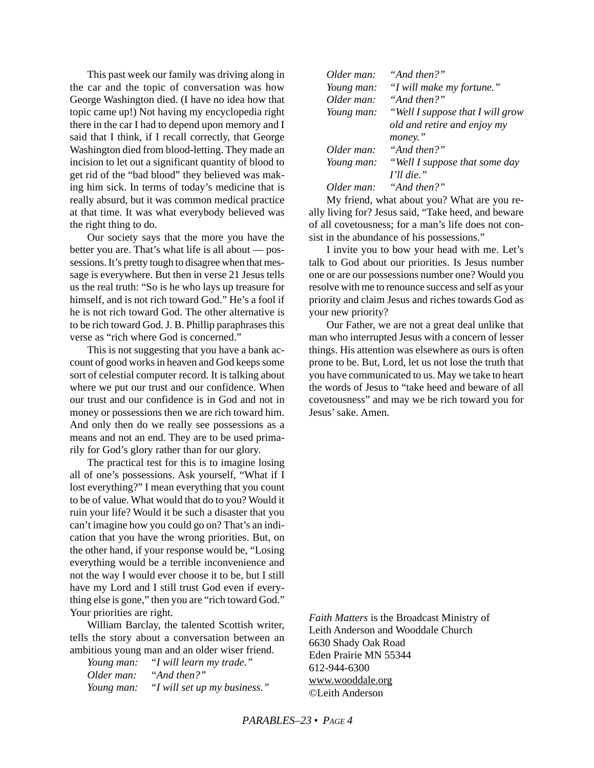This past week our family was driving along in the car and the topic of conversation was how George Washington died. (I have no idea how that topic came up!) Not having my encyclopedia right there in the car I had to depend upon memory and I said that I think, if I recall correctly, that George Washington died from blood-letting. They made an incision to let out a significant quantity of blood to get rid of the "bad blood" they believed was making him sick. In terms of today's medicine that is really absurd, but it was common medical practice at that time. It was what everybody believed was the right thing to do.

Our society says that the more you have the better you are. That's what life is all about — possessions. It's pretty tough to disagree when that message is everywhere. But then in verse 21 Jesus tells us the real truth: "So is he who lays up treasure for himself, and is not rich toward God." He's a fool if he is not rich toward God. The other alternative is to be rich toward God. J. B. Phillip paraphrases this verse as "rich where God is concerned."

This is not suggesting that you have a bank account of good works in heaven and God keeps some sort of celestial computer record. It is talking about where we put our trust and our confidence. When our trust and our confidence is in God and not in money or possessions then we are rich toward him. And only then do we really see possessions as a means and not an end. They are to be used primarily for God's glory rather than for our glory.

The practical test for this is to imagine losing all of one's possessions. Ask yourself, "What if I lost everything?" I mean everything that you count to be of value. What would that do to you? Would it ruin your life? Would it be such a disaster that you can't imagine how you could go on? That's an indication that you have the wrong priorities. But, on the other hand, if your response would be, "Losing everything would be a terrible inconvenience and not the way I would ever choose it to be, but I still have my Lord and I still trust God even if everything else is gone," then you are "rich toward God." Your priorities are right.

William Barclay, the talented Scottish writer, tells the story about a conversation between an ambitious young man and an older wiser friend.

*Young man:* *"I will learn my trade."*
*Older man:* *"And then?"*
*Young man:* *"I will set up my business."*
*Older man:* *"And then?"*
*Young man:* *"I will make my fortune."*
*Older man:* *"And then?"*
*Young man:* *"Well I suppose that I will grow old and retire and enjoy my money."*
*Older man:* *"And then?"*
*Young man:* *"Well I suppose that some day I'll die."*
*Older man:* *"And then?"*

My friend, what about you? What are you really living for? Jesus said, "Take heed, and beware of all covetousness; for a man's life does not consist in the abundance of his possessions."

I invite you to bow your head with me. Let's talk to God about our priorities. Is Jesus number one or are our possessions number one? Would you resolve with me to renounce success and self as your priority and claim Jesus and riches towards God as your new priority?

Our Father, we are not a great deal unlike that man who interrupted Jesus with a concern of lesser things. His attention was elsewhere as ours is often prone to be. But, Lord, let us not lose the truth that you have communicated to us. May we take to heart the words of Jesus to "take heed and beware of all covetousness" and may we be rich toward you for Jesus' sake. Amen.

*Faith Matters* is the Broadcast Ministry of
Leith Anderson and Wooddale Church
6630 Shady Oak Road
Eden Prairie MN 55344
612-944-6300
www.wooddale.org
©Leith Anderson